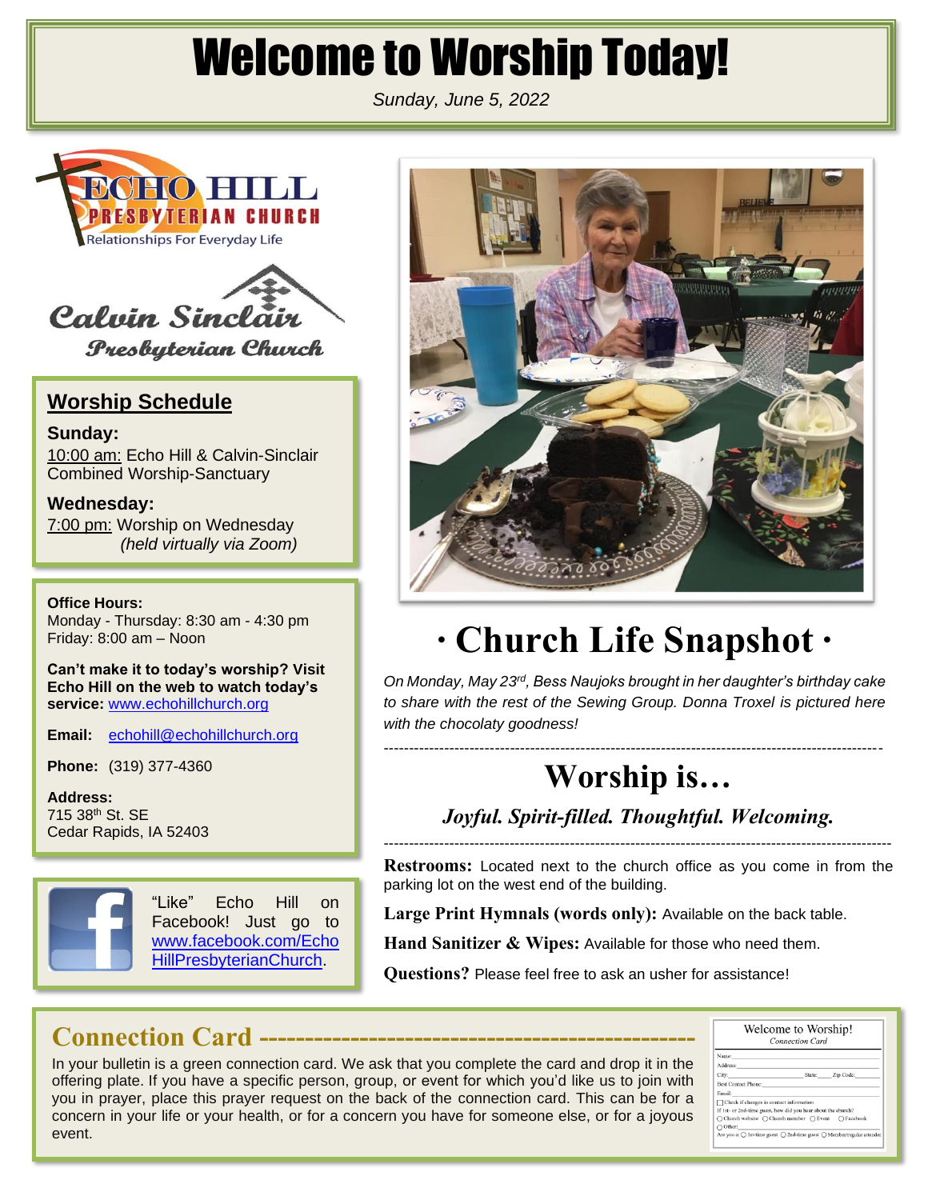# Welcome to Worship Today!

*Sunday, June 5, 2022*

ECHO HILL PRESBYTERIAN CHURCH
Relationships For Everyday Life

Calvin Sinclair Presbyterian Church

## Worship Schedule

**Sunday:**
10:00 am: Echo Hill & Calvin-Sinclair Combined Worship-Sanctuary

**Wednesday:**
7:00 pm: Worship on Wednesday *(held virtually via Zoom)*

**Office Hours:**
Monday - Thursday: 8:30 am - 4:30 pm
Friday: 8:00 am – Noon

**Can't make it to today's worship? Visit Echo Hill on the web to watch today's service:** www.echohillchurch.org

**Email:** echohill@echohillchurch.org

**Phone:** (319) 377-4360

**Address:**
715 38th St. SE
Cedar Rapids, IA 52403

"Like" Echo Hill on Facebook! Just go to www.facebook.com/EchoHillPresbyterianChurch.

## · Church Life Snapshot ·

*On Monday, May 23rd, Bess Naujoks brought in her daughter's birthday cake to share with the rest of the Sewing Group. Donna Troxel is pictured here with the chocolaty goodness!*

---

## Worship is…

***Joyful. Spirit-filled. Thoughtful. Welcoming.***

---

**Restrooms:** Located next to the church office as you come in from the parking lot on the west end of the building.

**Large Print Hymnals (words only):** Available on the back table.

**Hand Sanitizer & Wipes:** Available for those who need them.

**Questions?** Please feel free to ask an usher for assistance!

## Connection Card

In your bulletin is a green connection card. We ask that you complete the card and drop it in the offering plate. If you have a specific person, group, or event for which you'd like us to join with you in prayer, place this prayer request on the back of the connection card. This can be for a concern in your life or your health, or for a concern you have for someone else, or for a joyous event.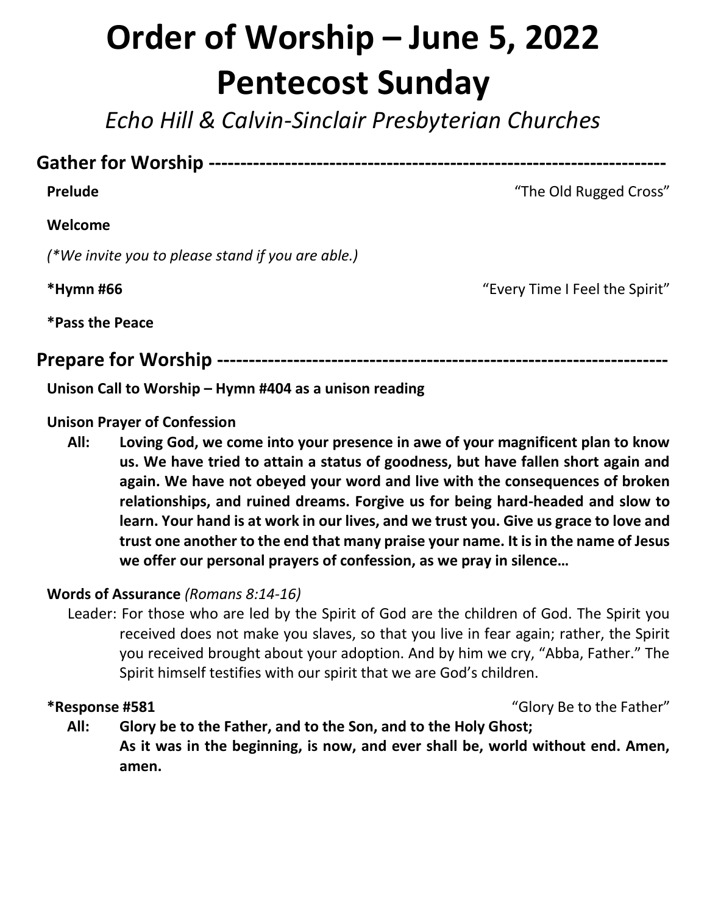# Order of Worship – June 5, 2022
# Pentecost Sunday

*Echo Hill & Calvin-Sinclair Presbyterian Churches*

## Gather for Worship -----------------------------------------------------------------------

**Prelude** "The Old Rugged Cross"

**Welcome**

*(*We invite you to please stand if you are able.)*

***Hymn #66** "Every Time I Feel the Spirit"

***Pass the Peace**

## Prepare for Worship -----------------------------------------------------------------------

**Unison Call to Worship – Hymn #404 as a unison reading**

**Unison Prayer of Confession**

**All: Loving God, we come into your presence in awe of your magnificent plan to know us. We have tried to attain a status of goodness, but have fallen short again and again. We have not obeyed your word and live with the consequences of broken relationships, and ruined dreams. Forgive us for being hard-headed and slow to learn. Your hand is at work in our lives, and we trust you. Give us grace to love and trust one another to the end that many praise your name. It is in the name of Jesus we offer our personal prayers of confession, as we pray in silence…**

**Words of Assurance** *(Romans 8:14-16)*

Leader: For those who are led by the Spirit of God are the children of God. The Spirit you received does not make you slaves, so that you live in fear again; rather, the Spirit you received brought about your adoption. And by him we cry, "Abba, Father." The Spirit himself testifies with our spirit that we are God's children.

***Response #581** "Glory Be to the Father"

**All: Glory be to the Father, and to the Son, and to the Holy Ghost;
As it was in the beginning, is now, and ever shall be, world without end. Amen, amen.**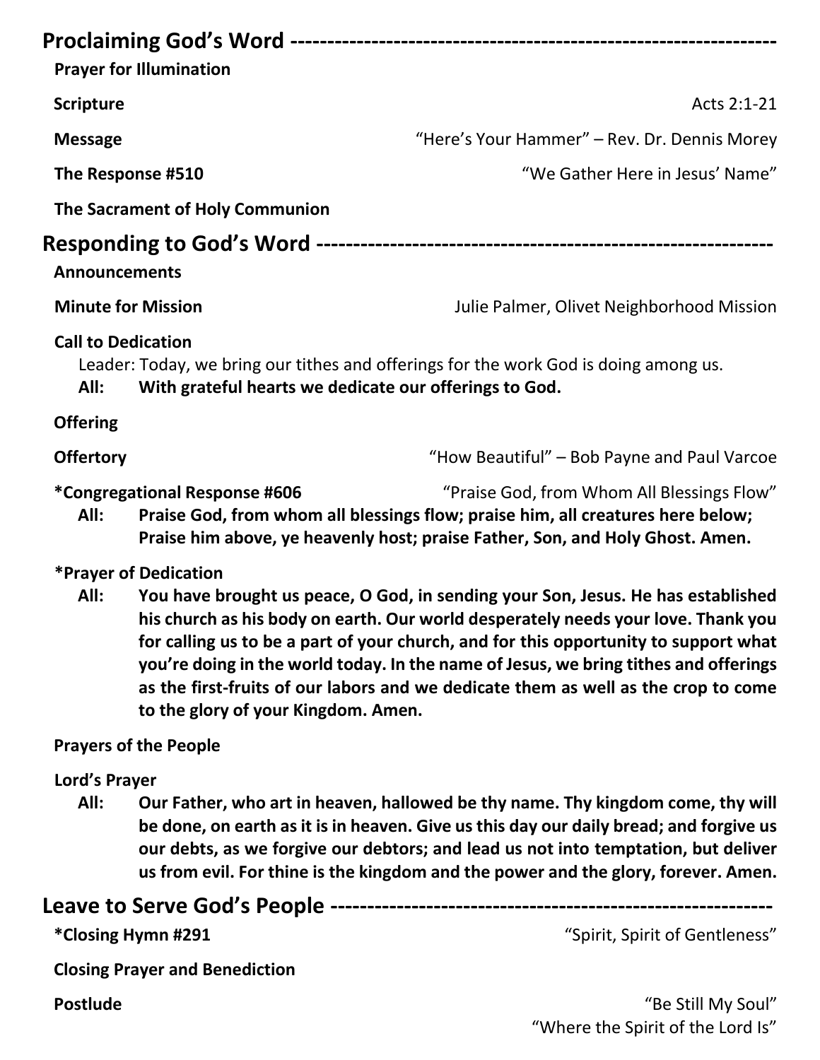## Proclaiming God's Word

**Prayer for Illumination**

**Scripture** — Acts 2:1-21

**Message** — "Here's Your Hammer" – Rev. Dr. Dennis Morey

**The Response #510** — "We Gather Here in Jesus' Name"

**The Sacrament of Holy Communion**

## Responding to God's Word

**Announcements**

**Minute for Mission** — Julie Palmer, Olivet Neighborhood Mission

**Call to Dedication**

Leader: Today, we bring our tithes and offerings for the work God is doing among us.

**All: With grateful hearts we dedicate our offerings to God.**

**Offering**

**Offertory** — "How Beautiful" – Bob Payne and Paul Varcoe

***Congregational Response #606** — "Praise God, from Whom All Blessings Flow"

**All: Praise God, from whom all blessings flow; praise him, all creatures here below; Praise him above, ye heavenly host; praise Father, Son, and Holy Ghost. Amen.**

***Prayer of Dedication**

**All: You have brought us peace, O God, in sending your Son, Jesus. He has established his church as his body on earth. Our world desperately needs your love. Thank you for calling us to be a part of your church, and for this opportunity to support what you're doing in the world today. In the name of Jesus, we bring tithes and offerings as the first-fruits of our labors and we dedicate them as well as the crop to come to the glory of your Kingdom. Amen.**

**Prayers of the People**

**Lord's Prayer**

**All: Our Father, who art in heaven, hallowed be thy name. Thy kingdom come, thy will be done, on earth as it is in heaven. Give us this day our daily bread; and forgive us our debts, as we forgive our debtors; and lead us not into temptation, but deliver us from evil. For thine is the kingdom and the power and the glory, forever. Amen.**

## Leave to Serve God's People

***Closing Hymn #291** — "Spirit, Spirit of Gentleness"

**Closing Prayer and Benediction**

**Postlude** — "Be Still My Soul"
"Where the Spirit of the Lord Is"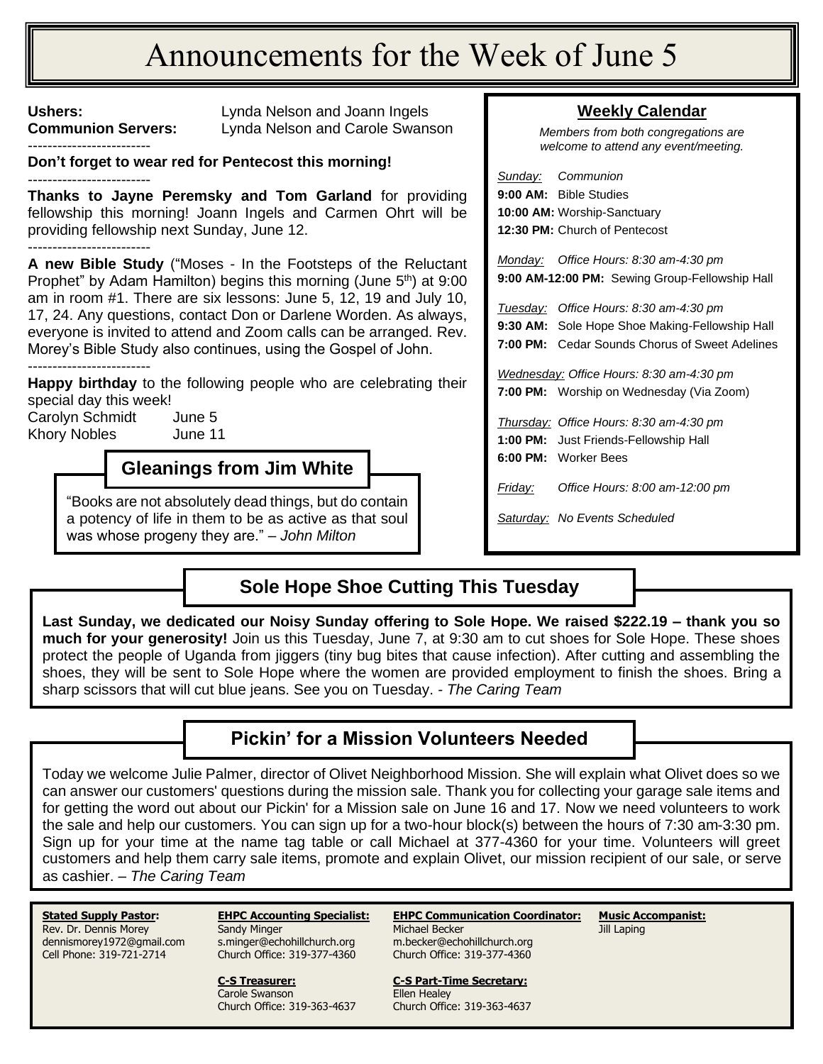# Announcements for the Week of June 5

**Ushers:** Lynda Nelson and Joann Ingels
**Communion Servers:** Lynda Nelson and Carole Swanson

-------------------------

**Don't forget to wear red for Pentecost this morning!**

-------------------------

**Thanks to Jayne Peremsky and Tom Garland** for providing fellowship this morning! Joann Ingels and Carmen Ohrt will be providing fellowship next Sunday, June 12.

-------------------------

**A new Bible Study** ("Moses - In the Footsteps of the Reluctant Prophet" by Adam Hamilton) begins this morning (June 5th) at 9:00 am in room #1. There are six lessons: June 5, 12, 19 and July 10, 17, 24. Any questions, contact Don or Darlene Worden. As always, everyone is invited to attend and Zoom calls can be arranged. Rev. Morey's Bible Study also continues, using the Gospel of John.

-------------------------

**Happy birthday** to the following people who are celebrating their special day this week!

| | |
|---|---|
| Carolyn Schmidt | June 5 |
| Khory Nobles | June 11 |

## Gleanings from Jim White

"Books are not absolutely dead things, but do contain a potency of life in them to be as active as that soul was whose progeny they are." – *John Milton*

## Weekly Calendar

*Members from both congregations are welcome to attend any event/meeting.*

*Sunday:* *Communion*
**9:00 AM:** Bible Studies
**10:00 AM:** Worship-Sanctuary
**12:30 PM:** Church of Pentecost

*Monday:* *Office Hours: 8:30 am-4:30 pm*
**9:00 AM-12:00 PM:** Sewing Group-Fellowship Hall

*Tuesday:* *Office Hours: 8:30 am-4:30 pm*
**9:30 AM:** Sole Hope Shoe Making-Fellowship Hall
**7:00 PM:** Cedar Sounds Chorus of Sweet Adelines

*Wednesday:* *Office Hours: 8:30 am-4:30 pm*
**7:00 PM:** Worship on Wednesday (Via Zoom)

*Thursday:* *Office Hours: 8:30 am-4:30 pm*
**1:00 PM:** Just Friends-Fellowship Hall
**6:00 PM:** Worker Bees

*Friday:* *Office Hours: 8:00 am-12:00 pm*

*Saturday:* *No Events Scheduled*

## Sole Hope Shoe Cutting This Tuesday

**Last Sunday, we dedicated our Noisy Sunday offering to Sole Hope. We raised $222.19 – thank you so much for your generosity!** Join us this Tuesday, June 7, at 9:30 am to cut shoes for Sole Hope. These shoes protect the people of Uganda from jiggers (tiny bug bites that cause infection). After cutting and assembling the shoes, they will be sent to Sole Hope where the women are provided employment to finish the shoes. Bring a sharp scissors that will cut blue jeans. See you on Tuesday. - *The Caring Team*

## Pickin' for a Mission Volunteers Needed

Today we welcome Julie Palmer, director of Olivet Neighborhood Mission. She will explain what Olivet does so we can answer our customers' questions during the mission sale. Thank you for collecting your garage sale items and for getting the word out about our Pickin' for a Mission sale on June 16 and 17. Now we need volunteers to work the sale and help our customers. You can sign up for a two-hour block(s) between the hours of 7:30 am-3:30 pm. Sign up for your time at the name tag table or call Michael at 377-4360 for your time. Volunteers will greet customers and help them carry sale items, promote and explain Olivet, our mission recipient of our sale, or serve as cashier. – *The Caring Team*

---

**Stated Supply Pastor:**
Rev. Dr. Dennis Morey
dennismorey1972@gmail.com
Cell Phone: 319-721-2714

**EHPC Accounting Specialist:**
Sandy Minger
s.minger@echohillchurch.org
Church Office: 319-377-4360

**C-S Treasurer:**
Carole Swanson
Church Office: 319-363-4637

**EHPC Communication Coordinator:**
Michael Becker
m.becker@echohillchurch.org
Church Office: 319-377-4360

**C-S Part-Time Secretary:**
Ellen Healey
Church Office: 319-363-4637

**Music Accompanist:**
Jill Laping